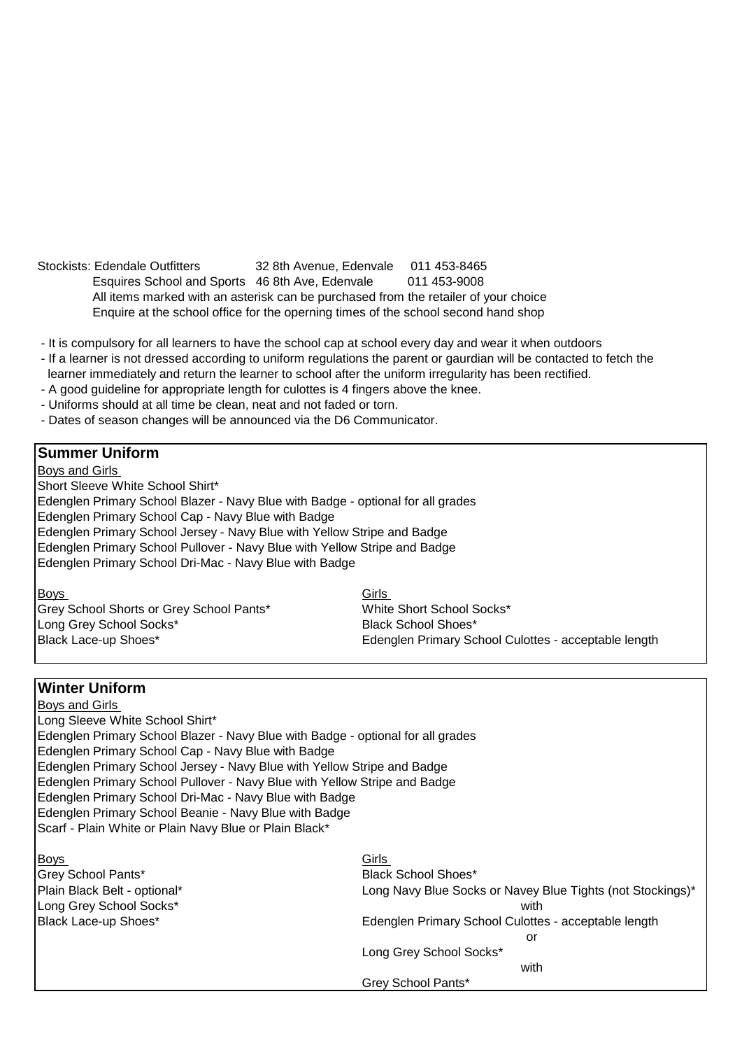Stockists: Edendale Outfitters 32 8th Avenue, Edenvale 011 453-8465

Esquires School and Sports 46 8th Ave, Edenvale 011 453-9008

All items marked with an asterisk can be purchased from the retailer of your choice

Enquire at the school office for the operning times of the school second hand shop

- It is compulsory for all learners to have the school cap at school every day and wear it when outdoors
- If a learner is not dressed according to uniform regulations the parent or gaurdian will be contacted to fetch the learner immediately and return the learner to school after the uniform irregularity has been rectified.
- A good guideline for appropriate length for culottes is 4 fingers above the knee.
- Uniforms should at all time be clean, neat and not faded or torn.
- Dates of season changes will be announced via the D6 Communicator.

## Summer Uniform

Boys and Girls

Short Sleeve White School Shirt*

Edenglen Primary School Blazer - Navy Blue with Badge - optional for all grades

Edenglen Primary School Cap - Navy Blue with Badge

Edenglen Primary School Jersey - Navy Blue with Yellow Stripe and Badge

Edenglen Primary School Pullover - Navy Blue with Yellow Stripe and Badge

Edenglen Primary School Dri-Mac - Navy Blue with Badge

| Boys | Girls |
|---|---|
| Grey School Shorts or Grey School Pants* | White Short School Socks* |
| Long Grey School Socks* | Black School Shoes* |
| Black Lace-up Shoes* | Edenglen Primary School Culottes - acceptable length |

## Winter Uniform

Boys and Girls

Long Sleeve White School Shirt*

Edenglen Primary School Blazer - Navy Blue with Badge - optional for all grades

Edenglen Primary School Cap - Navy Blue with Badge

Edenglen Primary School Jersey - Navy Blue with Yellow Stripe and Badge

Edenglen Primary School Pullover - Navy Blue with Yellow Stripe and Badge

Edenglen Primary School Dri-Mac - Navy Blue with Badge

Edenglen Primary School Beanie - Navy Blue with Badge

Scarf - Plain White or Plain Navy Blue or Plain Black*

| Boys | Girls |
|---|---|
| Grey School Pants* | Black School Shoes* |
| Plain Black Belt - optional* | Long Navy Blue Socks or Navey Blue Tights (not Stockings)* |
| Long Grey School Socks* | with |
| Black Lace-up Shoes* | Edenglen Primary School Culottes - acceptable length |
| | or |
| | Long Grey School Socks* |
| | with |
| | Grey School Pants* |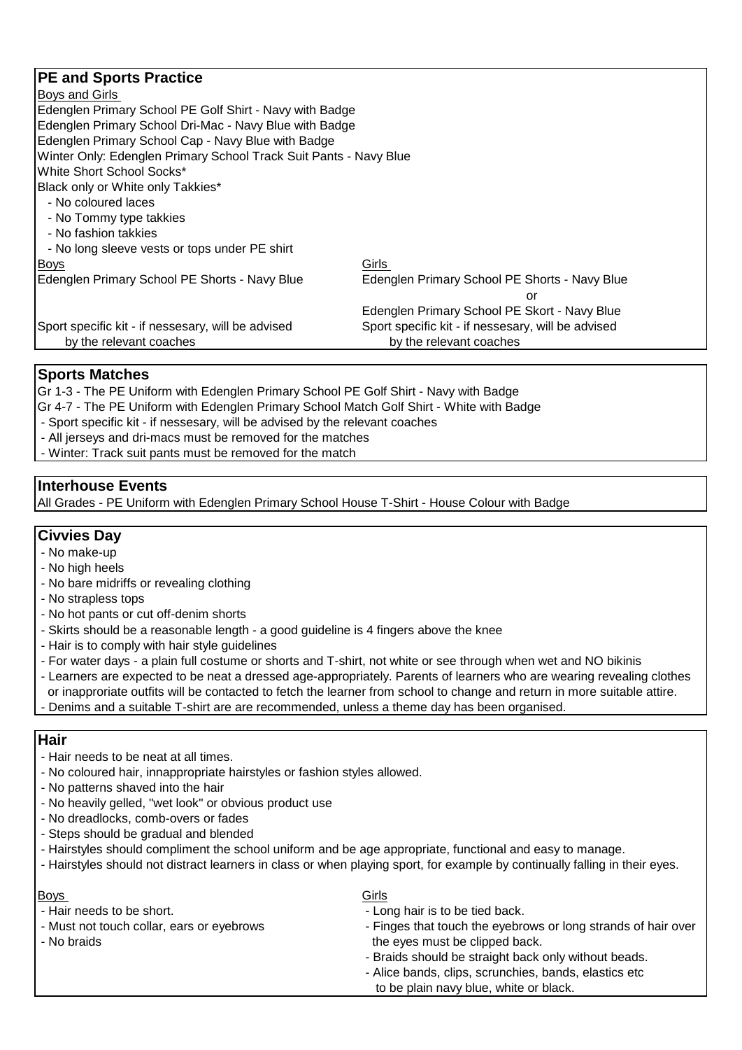## PE and Sports Practice

Boys and Girls

Edenglen Primary School PE Golf Shirt - Navy with Badge
Edenglen Primary School Dri-Mac - Navy Blue with Badge
Edenglen Primary School Cap - Navy Blue with Badge
Winter Only: Edenglen Primary School Track Suit Pants - Navy Blue
White Short School Socks*
Black only or White only Takkies*

- No coloured laces
- No Tommy type takkies
- No fashion takkies
- No long sleeve vests or tops under PE shirt

| Boys | Girls |
| --- | --- |
| Edenglen Primary School PE Shorts - Navy Blue | Edenglen Primary School PE Shorts - Navy Blue |
| | or |
| | Edenglen Primary School PE Skort - Navy Blue |
| Sport specific kit - if nessesary, will be advised by the relevant coaches | Sport specific kit - if nessesary, will be advised by the relevant coaches |

## Sports Matches

Gr 1-3 - The PE Uniform with Edenglen Primary School PE Golf Shirt - Navy with Badge
Gr 4-7 - The PE Uniform with Edenglen Primary School Match Golf Shirt - White with Badge

- Sport specific kit - if nessesary, will be advised by the relevant coaches
- All jerseys and dri-macs must be removed for the matches
- Winter: Track suit pants must be removed for the match

## Interhouse Events

All Grades - PE Uniform with Edenglen Primary School House T-Shirt - House Colour with Badge

## Civvies Day

- No make-up
- No high heels
- No bare midriffs or revealing clothing
- No strapless tops
- No hot pants or cut off-denim shorts
- Skirts should be a reasonable length - a good guideline is 4 fingers above the knee
- Hair is to comply with hair style guidelines
- For water days - a plain full costume or shorts and T-shirt, not white or see through when wet and NO bikinis
- Learners are expected to be neat a dressed age-appropriately. Parents of learners who are wearing revealing clothes or inapproriate outfits will be contacted to fetch the learner from school to change and return in more suitable attire.
- Denims and a suitable T-shirt are are recommended, unless a theme day has been organised.

## Hair

- Hair needs to be neat at all times.
- No coloured hair, innappropriate hairstyles or fashion styles allowed.
- No patterns shaved into the hair
- No heavily gelled, "wet look" or obvious product use
- No dreadlocks, comb-overs or fades
- Steps should be gradual and blended
- Hairstyles should compliment the school uniform and be age appropriate, functional and easy to manage.
- Hairstyles should not distract learners in class or when playing sport, for example by continually falling in their eyes.

Boys

- Hair needs to be short.
- Must not touch collar, ears or eyebrows
- No braids

Girls

- Long hair is to be tied back.
- Finges that touch the eyebrows or long strands of hair over the eyes must be clipped back.
- Braids should be straight back only without beads.
- Alice bands, clips, scrunchies, bands, elastics etc to be plain navy blue, white or black.